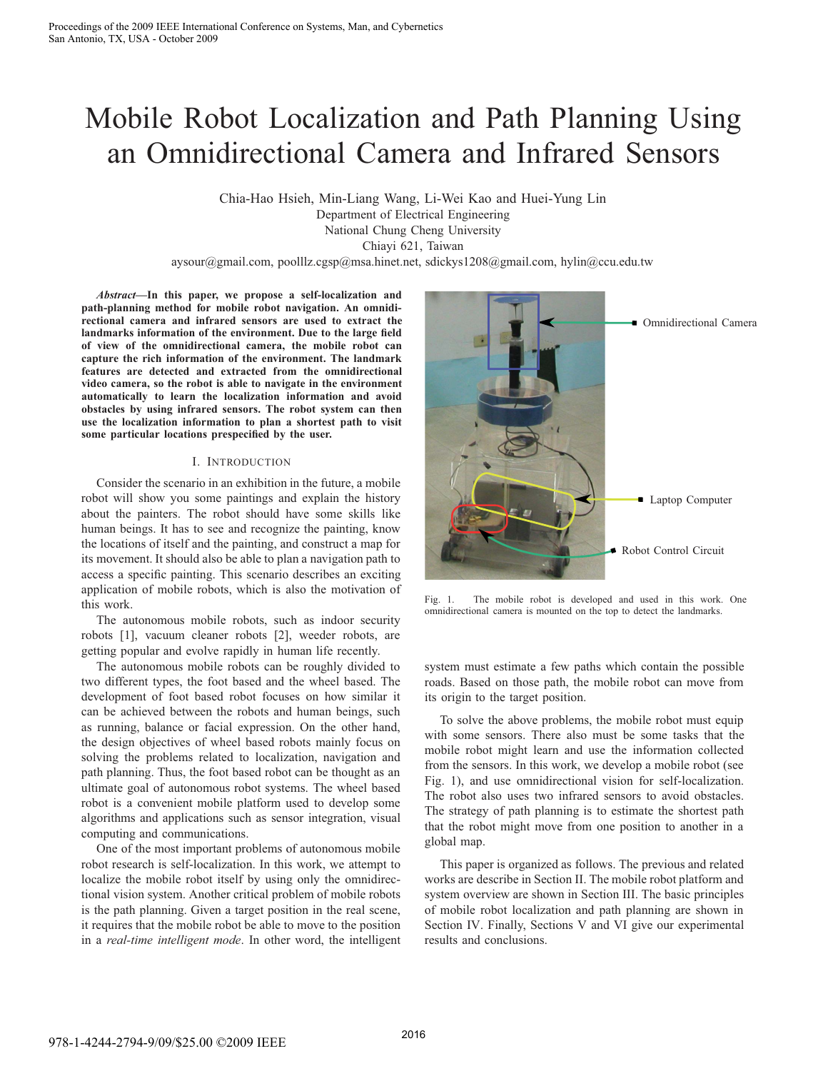# Mobile Robot Localization and Path Planning Using an Omnidirectional Camera and Infrared Sensors

Chia-Hao Hsieh, Min-Liang Wang, Li-Wei Kao and Huei-Yung Lin

Department of Electrical Engineering
National Chung Cheng University
Chiayi 621, Taiwan

aysour@gmail.com, poollllz.cgsp@msa.hinet.net, sdickys1208@gmail.com, hylin@ccu.edu.tw

***Abstract*—In this paper, we propose a self-localization and path-planning method for mobile robot navigation. An omnidirectional camera and infrared sensors are used to extract the landmarks information of the environment. Due to the large field of view of the omnidirectional camera, the mobile robot can capture the rich information of the environment. The landmark features are detected and extracted from the omnidirectional video camera, so the robot is able to navigate in the environment automatically to learn the localization information and avoid obstacles by using infrared sensors. The robot system can then use the localization information to plan a shortest path to visit some particular locations prespecified by the user.**

## I. Introduction

Consider the scenario in an exhibition in the future, a mobile robot will show you some paintings and explain the history about the painters. The robot should have some skills like human beings. It has to see and recognize the painting, know the locations of itself and the painting, and construct a map for its movement. It should also be able to plan a navigation path to access a specific painting. This scenario describes an exciting application of mobile robots, which is also the motivation of this work.

The autonomous mobile robots, such as indoor security robots [1], vacuum cleaner robots [2], weeder robots, are getting popular and evolve rapidly in human life recently.

The autonomous mobile robots can be roughly divided to two different types, the foot based and the wheel based. The development of foot based robot focuses on how similar it can be achieved between the robots and human beings, such as running, balance or facial expression. On the other hand, the design objectives of wheel based robots mainly focus on solving the problems related to localization, navigation and path planning. Thus, the foot based robot can be thought as an ultimate goal of autonomous robot systems. The wheel based robot is a convenient mobile platform used to develop some algorithms and applications such as sensor integration, visual computing and communications.

One of the most important problems of autonomous mobile robot research is self-localization. In this work, we attempt to localize the mobile robot itself by using only the omnidirectional vision system. Another critical problem of mobile robots is the path planning. Given a target position in the real scene, it requires that the mobile robot be able to move to the position in a *real-time intelligent mode*. In other word, the intelligent system must estimate a few paths which contain the possible roads. Based on those path, the mobile robot can move from its origin to the target position.

Omnidirectional Camera

Laptop Computer

Robot Control Circuit

Fig. 1. The mobile robot is developed and used in this work. One omnidirectional camera is mounted on the top to detect the landmarks.

To solve the above problems, the mobile robot must equip with some sensors. There also must be some tasks that the mobile robot might learn and use the information collected from the sensors. In this work, we develop a mobile robot (see Fig. 1), and use omnidirectional vision for self-localization. The robot also uses two infrared sensors to avoid obstacles. The strategy of path planning is to estimate the shortest path that the robot might move from one position to another in a global map.

This paper is organized as follows. The previous and related works are describe in Section II. The mobile robot platform and system overview are shown in Section III. The basic principles of mobile robot localization and path planning are shown in Section IV. Finally, Sections V and VI give our experimental results and conclusions.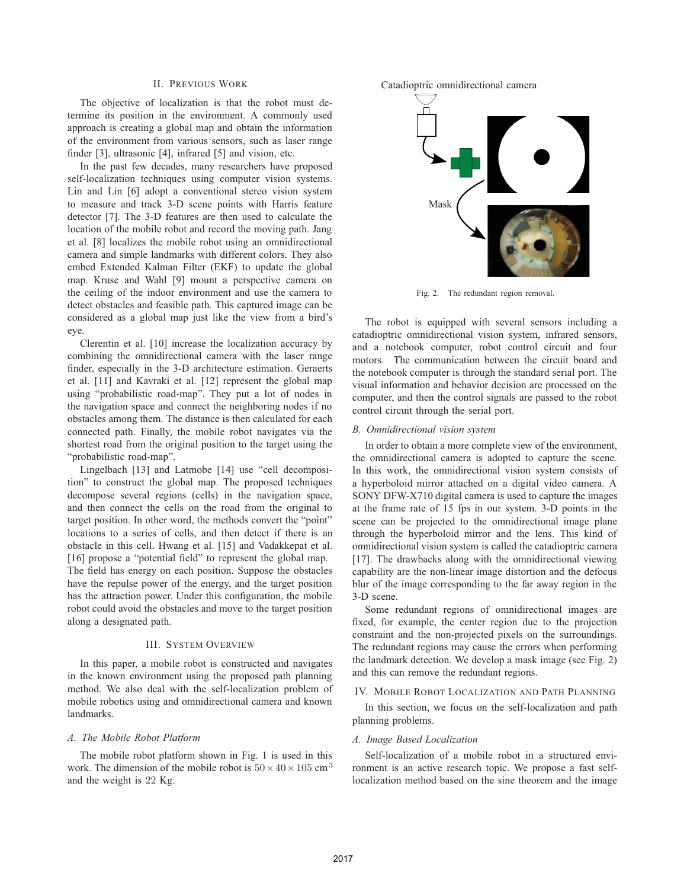## II. Previous Work

The objective of localization is that the robot must determine its position in the environment. A commonly used approach is creating a global map and obtain the information of the environment from various sensors, such as laser range finder [3], ultrasonic [4], infrared [5] and vision, etc.

In the past few decades, many researchers have proposed self-localization techniques using computer vision systems. Lin and Lin [6] adopt a conventional stereo vision system to measure and track 3-D scene points with Harris feature detector [7]. The 3-D features are then used to calculate the location of the mobile robot and record the moving path. Jang et al. [8] localizes the mobile robot using an omnidirectional camera and simple landmarks with different colors. They also embed Extended Kalman Filter (EKF) to update the global map. Kruse and Wahl [9] mount a perspective camera on the ceiling of the indoor environment and use the camera to detect obstacles and feasible path. This captured image can be considered as a global map just like the view from a bird's eye.

Clerentin et al. [10] increase the localization accuracy by combining the omnidirectional camera with the laser range finder, especially in the 3-D architecture estimation. Geraerts et al. [11] and Kavraki et al. [12] represent the global map using "probabilistic road-map". They put a lot of nodes in the navigation space and connect the neighboring nodes if no obstacles among them. The distance is then calculated for each connected path. Finally, the mobile robot navigates via the shortest road from the original position to the target using the "probabilistic road-map".

Lingelbach [13] and Latmobe [14] use "cell decomposition" to construct the global map. The proposed techniques decompose several regions (cells) in the navigation space, and then connect the cells on the road from the original to target position. In other word, the methods convert the "point" locations to a series of cells, and then detect if there is an obstacle in this cell. Hwang et al. [15] and Vadakkepat et al. [16] propose a "potential field" to represent the global map. The field has energy on each position. Suppose the obstacles have the repulse power of the energy, and the target position has the attraction power. Under this configuration, the mobile robot could avoid the obstacles and move to the target position along a designated path.

## III. System Overview

In this paper, a mobile robot is constructed and navigates in the known environment using the proposed path planning method. We also deal with the self-localization problem of mobile robotics using and omnidirectional camera and known landmarks.

### A. The Mobile Robot Platform

The mobile robot platform shown in Fig. 1 is used in this work. The dimension of the mobile robot is $50 \times 40 \times 105$ cm$^3$ and the weight is 22 Kg.

Catadioptric omnidirectional camera

Mask

Fig. 2. The redundant region removal.

The robot is equipped with several sensors including a catadioptric omnidirectional vision system, infrared sensors, and a notebook computer, robot control circuit and four motors. The communication between the circuit board and the notebook computer is through the standard serial port. The visual information and behavior decision are processed on the computer, and then the control signals are passed to the robot control circuit through the serial port.

### B. Omnidirectional vision system

In order to obtain a more complete view of the environment, the omnidirectional camera is adopted to capture the scene. In this work, the omnidirectional vision system consists of a hyperboloid mirror attached on a digital video camera. A SONY DFW-X710 digital camera is used to capture the images at the frame rate of 15 fps in our system. 3-D points in the scene can be projected to the omnidirectional image plane through the hyperboloid mirror and the lens. This kind of omnidirectional vision system is called the catadioptric camera [17]. The drawbacks along with the omnidirectional viewing capability are the non-linear image distortion and the defocus blur of the image corresponding to the far away region in the 3-D scene.

Some redundant regions of omnidirectional images are fixed, for example, the center region due to the projection constraint and the non-projected pixels on the surroundings. The redundant regions may cause the errors when performing the landmark detection. We develop a mask image (see Fig. 2) and this can remove the redundant regions.

## IV. Mobile Robot Localization and Path Planning

In this section, we focus on the self-localization and path planning problems.

### A. Image Based Localization

Self-localization of a mobile robot in a structured environment is an active research topic. We propose a fast self-localization method based on the sine theorem and the image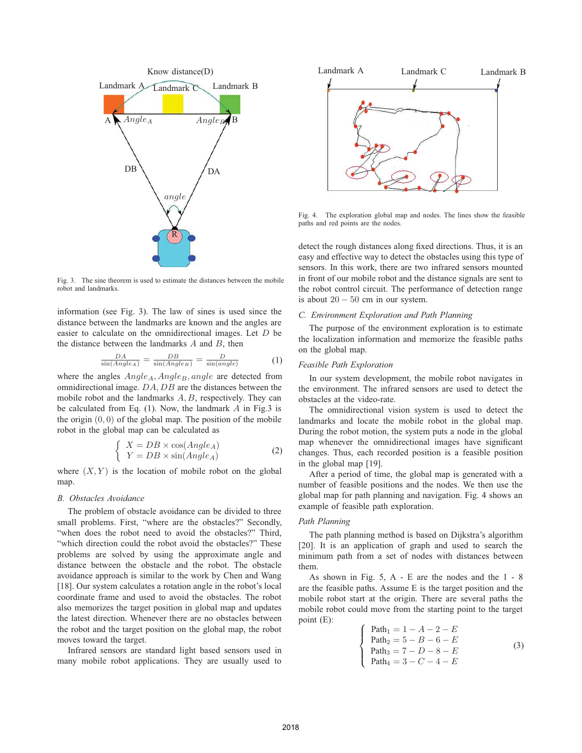Fig. 3. The sine theorem is used to estimate the distances between the mobile robot and landmarks.

information (see Fig. 3). The law of sines is used since the distance between the landmarks are known and the angles are easier to calculate on the omnidirectional images. Let $D$ be the distance between the landmarks $A$ and $B$, then

$$\frac{DA}{\sin(Angle_A)} = \frac{DB}{\sin(Angle_B)} = \frac{D}{\sin(angle)} \tag{1}$$

where the angles $Angle_A, Angle_B, angle$ are detected from omnidirectional image. $DA, DB$ are the distances between the mobile robot and the landmarks $A, B$, respectively. They can be calculated from Eq. (1). Now, the landmark $A$ in Fig.3 is the origin $(0, 0)$ of the global map. The position of the mobile robot in the global map can be calculated as

$$\begin{cases} X = DB \times \cos(Angle_A) \\ Y = DB \times \sin(Angle_A) \end{cases} \tag{2}$$

where $(X, Y)$ is the location of mobile robot on the global map.

### *B. Obstacles Avoidance*

The problem of obstacle avoidance can be divided to three small problems. First, "where are the obstacles?" Secondly, "when does the robot need to avoid the obstacles?" Third, "which direction could the robot avoid the obstacles?" These problems are solved by using the approximate angle and distance between the obstacle and the robot. The obstacle avoidance approach is similar to the work by Chen and Wang [18]. Our system calculates a rotation angle in the robot's local coordinate frame and used to avoid the obstacles. The robot also memorizes the target position in global map and updates the latest direction. Whenever there are no obstacles between the robot and the target position on the global map, the robot moves toward the target.

Infrared sensors are standard light based sensors used in many mobile robot applications. They are usually used to detect the rough distances along fixed directions. Thus, it is an easy and effective way to detect the obstacles using this type of sensors. In this work, there are two infrared sensors mounted in front of our mobile robot and the distance signals are sent to the robot control circuit. The performance of detection range is about $20 - 50$ cm in our system.

Fig. 4. The exploration global map and nodes. The lines show the feasible paths and red points are the nodes.

### *C. Environment Exploration and Path Planning*

The purpose of the environment exploration is to estimate the localization information and memorize the feasible paths on the global map.

#### *Feasible Path Exploration*

In our system development, the mobile robot navigates in the environment. The infrared sensors are used to detect the obstacles at the video-rate.

The omnidirectional vision system is used to detect the landmarks and locate the mobile robot in the global map. During the robot motion, the system puts a node in the global map whenever the omnidirectional images have significant changes. Thus, each recorded position is a feasible position in the global map [19].

After a period of time, the global map is generated with a number of feasible positions and the nodes. We then use the global map for path planning and navigation. Fig. 4 shows an example of feasible path exploration.

#### *Path Planning*

The path planning method is based on Dijkstra's algorithm [20]. It is an application of graph and used to search the minimum path from a set of nodes with distances between them.

As shown in Fig. 5, A - E are the nodes and the 1 - 8 are the feasible paths. Assume E is the target position and the mobile robot start at the origin. There are several paths the mobile robot could move from the starting point to the target point (E):

$$\begin{cases} \text{Path}_1 = 1 - A - 2 - E \\ \text{Path}_2 = 5 - B - 6 - E \\ \text{Path}_3 = 7 - D - 8 - E \\ \text{Path}_4 = 3 - C - 4 - E \end{cases} \tag{3}$$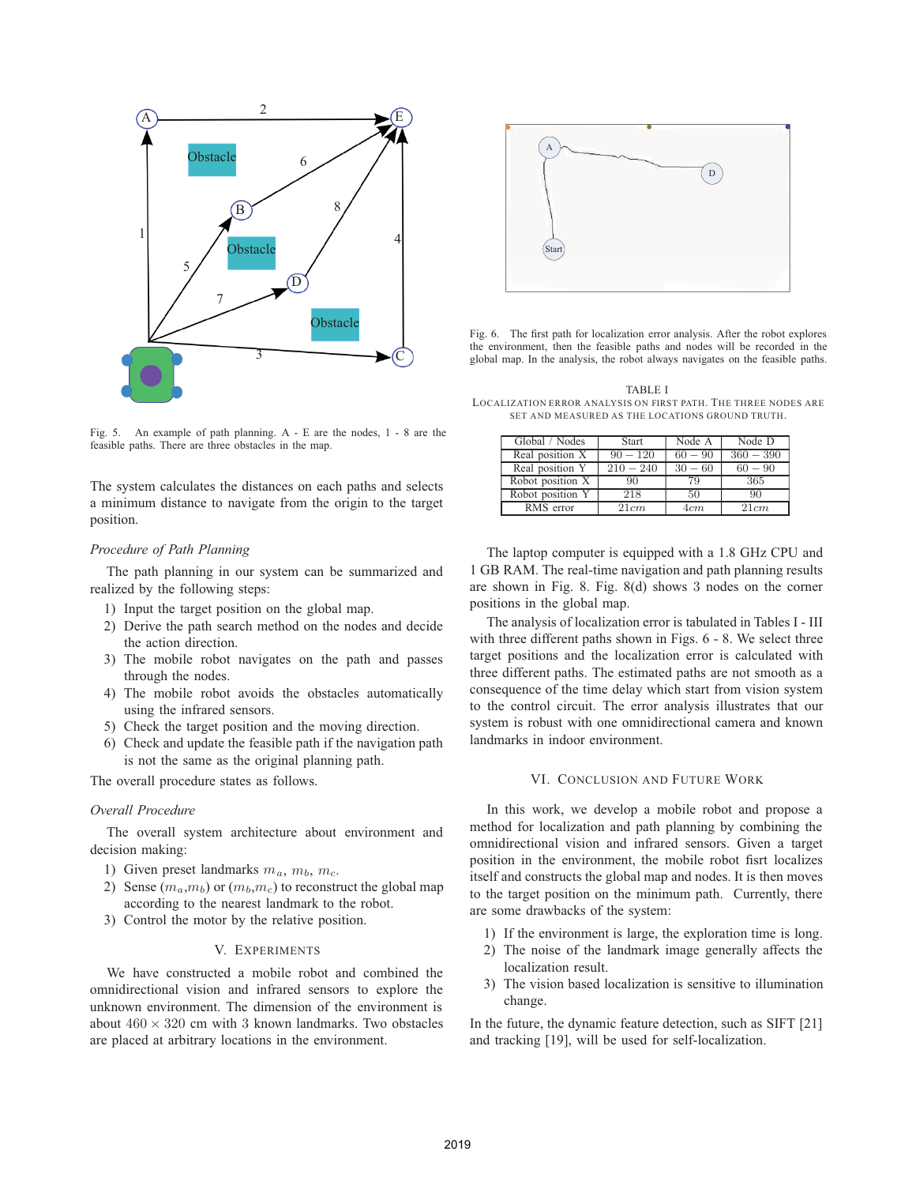Fig. 5. An example of path planning. A - E are the nodes, 1 - 8 are the feasible paths. There are three obstacles in the map.

The system calculates the distances on each paths and selects a minimum distance to navigate from the origin to the target position.

### *Procedure of Path Planning*

The path planning in our system can be summarized and realized by the following steps:

1) Input the target position on the global map.
2) Derive the path search method on the nodes and decide the action direction.
3) The mobile robot navigates on the path and passes through the nodes.
4) The mobile robot avoids the obstacles automatically using the infrared sensors.
5) Check the target position and the moving direction.
6) Check and update the feasible path if the navigation path is not the same as the original planning path.

The overall procedure states as follows.

### *Overall Procedure*

The overall system architecture about environment and decision making:

1) Given preset landmarks $m_a$, $m_b$, $m_c$.
2) Sense ($m_a$,$m_b$) or ($m_b$,$m_c$) to reconstruct the global map according to the nearest landmark to the robot.
3) Control the motor by the relative position.

## V. Experiments

We have constructed a mobile robot and combined the omnidirectional vision and infrared sensors to explore the unknown environment. The dimension of the environment is about $460 \times 320$ cm with 3 known landmarks. Two obstacles are placed at arbitrary locations in the environment.

Fig. 6. The first path for localization error analysis. After the robot explores the environment, then the feasible paths and nodes will be recorded in the global map. In the analysis, the robot always navigates on the feasible paths.

TABLE I
Localization error analysis on first path. The three nodes are set and measured as the locations ground truth.

| Global / Nodes | Start | Node A | Node D |
|---|---|---|---|
| Real position X | $90-120$ | $60-90$ | $360-390$ |
| Real position Y | $210-240$ | $30-60$ | $60-90$ |
| Robot position X | 90 | 79 | 365 |
| Robot position Y | 218 | 50 | 90 |
| RMS error | $21cm$ | $4cm$ | $21cm$ |

The laptop computer is equipped with a 1.8 GHz CPU and 1 GB RAM. The real-time navigation and path planning results are shown in Fig. 8. Fig. 8(d) shows 3 nodes on the corner positions in the global map.

The analysis of localization error is tabulated in Tables I - III with three different paths shown in Figs. 6 - 8. We select three target positions and the localization error is calculated with three different paths. The estimated paths are not smooth as a consequence of the time delay which start from vision system to the control circuit. The error analysis illustrates that our system is robust with one omnidirectional camera and known landmarks in indoor environment.

## VI. Conclusion and Future Work

In this work, we develop a mobile robot and propose a method for localization and path planning by combining the omnidirectional vision and infrared sensors. Given a target position in the environment, the mobile robot fisrt localizes itself and constructs the global map and nodes. It is then moves to the target position on the minimum path. Currently, there are some drawbacks of the system:

1) If the environment is large, the exploration time is long.
2) The noise of the landmark image generally affects the localization result.
3) The vision based localization is sensitive to illumination change.

In the future, the dynamic feature detection, such as SIFT [21] and tracking [19], will be used for self-localization.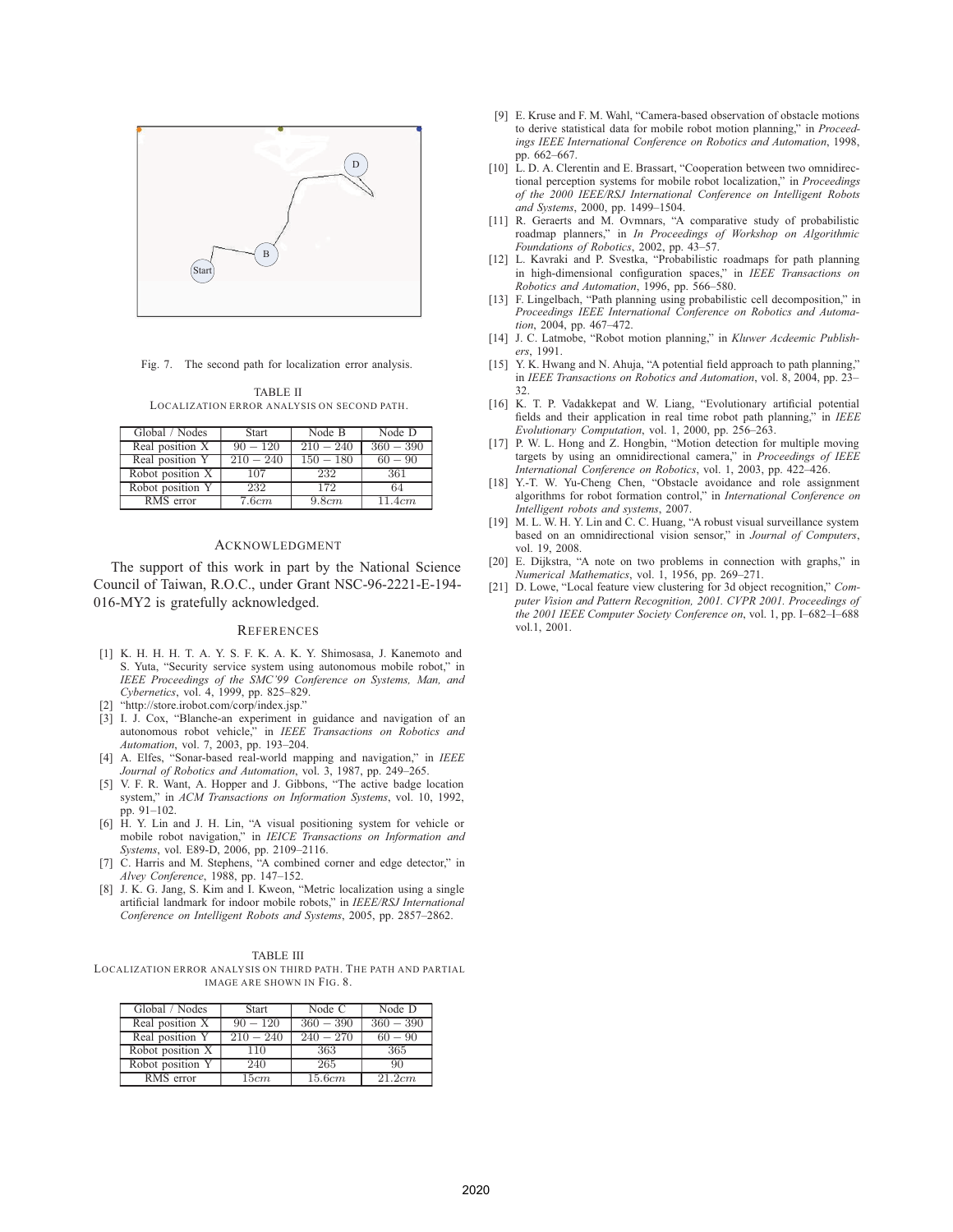Fig. 7. The second path for localization error analysis.

TABLE II
LOCALIZATION ERROR ANALYSIS ON SECOND PATH.

| Global / Nodes | Start | Node B | Node D |
|---|---|---|---|
| Real position X | $90-120$ | $210-240$ | $360-390$ |
| Real position Y | $210-240$ | $150-180$ | $60-90$ |
| Robot position X | 107 | 232 | 361 |
| Robot position Y | 232 | 172 | 64 |
| RMS error | $7.6cm$ | $9.8cm$ | $11.4cm$ |

## ACKNOWLEDGMENT

The support of this work in part by the National Science Council of Taiwan, R.O.C., under Grant NSC-96-2221-E-194-016-MY2 is gratefully acknowledged.

## REFERENCES

[1] K. H. H. H. T. A. Y. S. F. K. A. K. Y. Shimosasa, J. Kanemoto and S. Yuta, "Security service system using autonomous mobile robot," in *IEEE Proceedings of the SMC'99 Conference on Systems, Man, and Cybernetics*, vol. 4, 1999, pp. 825–829.

[2] "http://store.irobot.com/corp/index.jsp."

[3] I. J. Cox, "Blanche-an experiment in guidance and navigation of an autonomous robot vehicle," in *IEEE Transactions on Robotics and Automation*, vol. 7, 2003, pp. 193–204.

[4] A. Elfes, "Sonar-based real-world mapping and navigation," in *IEEE Journal of Robotics and Automation*, vol. 3, 1987, pp. 249–265.

[5] V. F. R. Want, A. Hopper and J. Gibbons, "The active badge location system," in *ACM Transactions on Information Systems*, vol. 10, 1992, pp. 91–102.

[6] H. Y. Lin and J. H. Lin, "A visual positioning system for vehicle or mobile robot navigation," in *IEICE Transactions on Information and Systems*, vol. E89-D, 2006, pp. 2109–2116.

[7] C. Harris and M. Stephens, "A combined corner and edge detector," in *Alvey Conference*, 1988, pp. 147–152.

[8] J. K. G. Jang, S. Kim and I. Kweon, "Metric localization using a single artificial landmark for indoor mobile robots," in *IEEE/RSJ International Conference on Intelligent Robots and Systems*, 2005, pp. 2857–2862.

[9] E. Kruse and F. M. Wahl, "Camera-based observation of obstacle motions to derive statistical data for mobile robot motion planning," in *Proceedings IEEE International Conference on Robotics and Automation*, 1998, pp. 662–667.

[10] L. D. A. Clerentin and E. Brassart, "Cooperation between two omnidirectional perception systems for mobile robot localization," in *Proceedings of the 2000 IEEE/RSJ International Conference on Intelligent Robots and Systems*, 2000, pp. 1499–1504.

[11] R. Geraerts and M. Ovmnars, "A comparative study of probabilistic roadmap planners," in *In Proceedings of Workshop on Algorithmic Foundations of Robotics*, 2002, pp. 43–57.

[12] L. Kavraki and P. Svestka, "Probabilistic roadmaps for path planning in high-dimensional configuration spaces," in *IEEE Transactions on Robotics and Automation*, 1996, pp. 566–580.

[13] F. Lingelbach, "Path planning using probabilistic cell decomposition," in *Proceedings IEEE International Conference on Robotics and Automation*, 2004, pp. 467–472.

[14] J. C. Latmobe, "Robot motion planning," in *Kluwer Acdeemic Publishers*, 1991.

[15] Y. K. Hwang and N. Ahuja, "A potential field approach to path planning," in *IEEE Transactions on Robotics and Automation*, vol. 8, 2004, pp. 23–32.

[16] K. T. P. Vadakkepat and W. Liang, "Evolutionary artificial potential fields and their application in real time robot path planning," in *IEEE Evolutionary Computation*, vol. 1, 2000, pp. 256–263.

[17] P. W. L. Hong and Z. Hongbin, "Motion detection for multiple moving targets by using an omnidirectional camera," in *Proceedings of IEEE International Conference on Robotics*, vol. 1, 2003, pp. 422–426.

[18] Y.-T. W. Yu-Cheng Chen, "Obstacle avoidance and role assignment algorithms for robot formation control," in *International Conference on Intelligent robots and systems*, 2007.

[19] M. L. W. H. Y. Lin and C. C. Huang, "A robust visual surveillance system based on an omnidirectional vision sensor," in *Journal of Computers*, vol. 19, 2008.

[20] E. Dijkstra, "A note on two problems in connection with graphs," in *Numerical Mathematics*, vol. 1, 1956, pp. 269–271.

[21] D. Lowe, "Local feature view clustering for 3d object recognition," *Computer Vision and Pattern Recognition, 2001. CVPR 2001. Proceedings of the 2001 IEEE Computer Society Conference on*, vol. 1, pp. I–682–I–688 vol.1, 2001.

TABLE III
LOCALIZATION ERROR ANALYSIS ON THIRD PATH. THE PATH AND PARTIAL IMAGE ARE SHOWN IN FIG. 8.

| Global / Nodes | Start | Node C | Node D |
|---|---|---|---|
| Real position X | $90-120$ | $360-390$ | $360-390$ |
| Real position Y | $210-240$ | $240-270$ | $60-90$ |
| Robot position X | 110 | 363 | 365 |
| Robot position Y | 240 | 265 | 90 |
| RMS error | $15cm$ | $15.6cm$ | $21.2cm$ |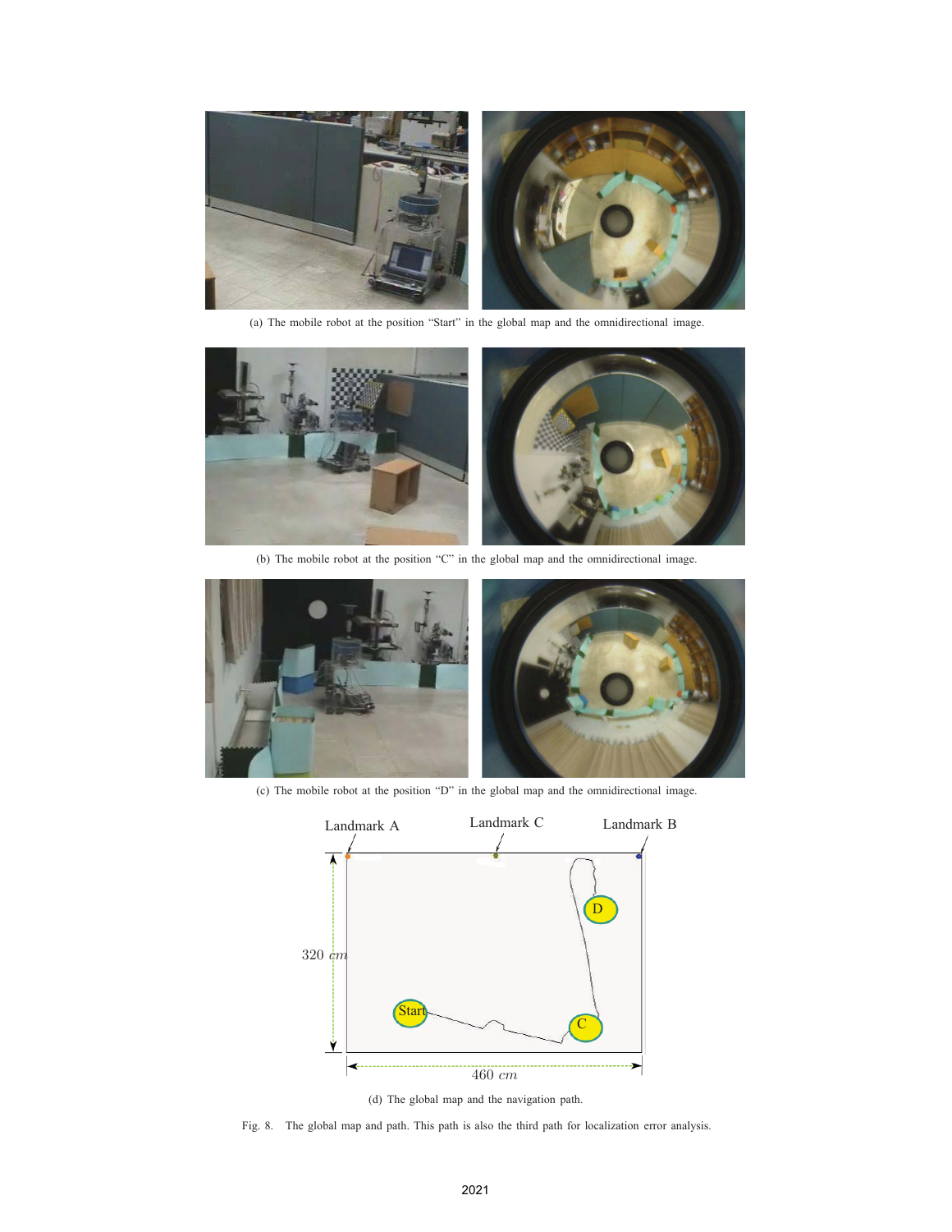(a) The mobile robot at the position "Start" in the global map and the omnidirectional image.

(b) The mobile robot at the position "C" in the global map and the omnidirectional image.

(c) The mobile robot at the position "D" in the global map and the omnidirectional image.

Landmark A

Landmark C

Landmark B

D

320 $cm$

Start

C

460 $cm$

(d) The global map and the navigation path.

Fig. 8. The global map and path. This path is also the third path for localization error analysis.